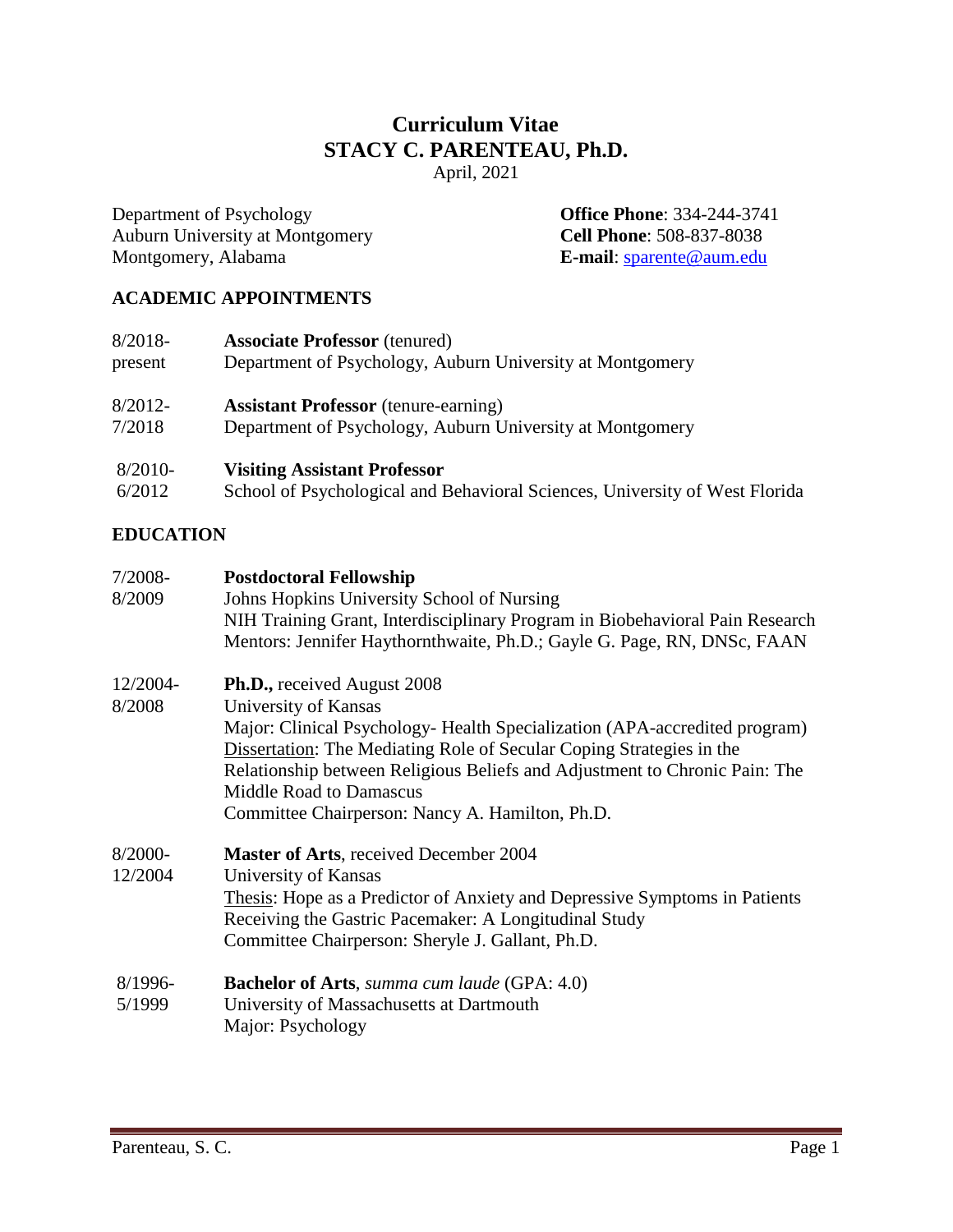# Curriculum Vitae
# STACY C. PARENTEAU, Ph.D.

April, 2021

Department of Psychology
Auburn University at Montgomery
Montgomery, Alabama

**Office Phone**: 334-244-3741
**Cell Phone**: 508-837-8038
**E-mail**: sparente@aum.edu

## ACADEMIC APPOINTMENTS

8/2018-present
**Associate Professor** (tenured)
Department of Psychology, Auburn University at Montgomery

8/2012-7/2018
**Assistant Professor** (tenure-earning)
Department of Psychology, Auburn University at Montgomery

8/2010-6/2012
**Visiting Assistant Professor**
School of Psychological and Behavioral Sciences, University of West Florida

## EDUCATION

7/2008-8/2009
**Postdoctoral Fellowship**
Johns Hopkins University School of Nursing
NIH Training Grant, Interdisciplinary Program in Biobehavioral Pain Research
Mentors: Jennifer Haythornthwaite, Ph.D.; Gayle G. Page, RN, DNSc, FAAN

12/2004-8/2008
**Ph.D.,** received August 2008
University of Kansas
Major: Clinical Psychology- Health Specialization (APA-accredited program)
Dissertation: The Mediating Role of Secular Coping Strategies in the Relationship between Religious Beliefs and Adjustment to Chronic Pain: The Middle Road to Damascus
Committee Chairperson: Nancy A. Hamilton, Ph.D.

8/2000-12/2004
**Master of Arts**, received December 2004
University of Kansas
Thesis: Hope as a Predictor of Anxiety and Depressive Symptoms in Patients Receiving the Gastric Pacemaker: A Longitudinal Study
Committee Chairperson: Sheryle J. Gallant, Ph.D.

8/1996-5/1999
**Bachelor of Arts**, *summa cum laude* (GPA: 4.0)
University of Massachusetts at Dartmouth
Major: Psychology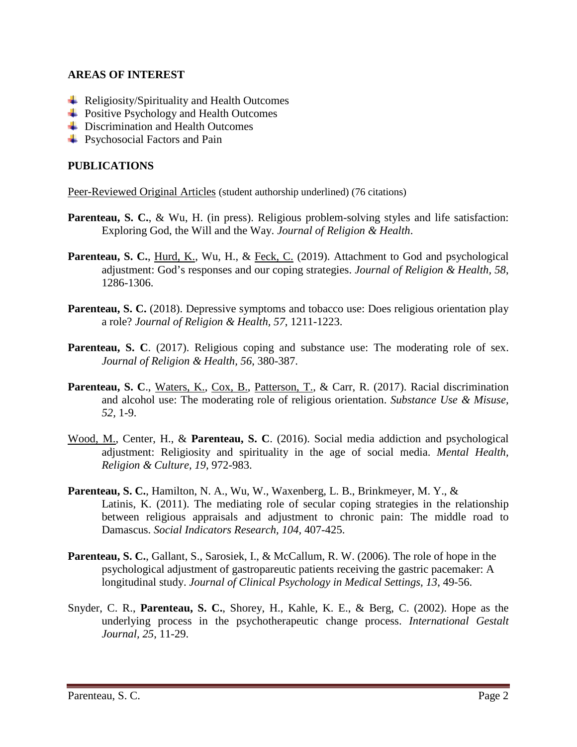## AREAS OF INTEREST

- Religiosity/Spirituality and Health Outcomes
- Positive Psychology and Health Outcomes
- Discrimination and Health Outcomes
- Psychosocial Factors and Pain

## PUBLICATIONS

<u>Peer-Reviewed Original Articles</u> (student authorship underlined) (76 citations)

**Parenteau, S. C.**, & Wu, H. (in press). Religious problem-solving styles and life satisfaction: Exploring God, the Will and the Way. *Journal of Religion & Health*.

**Parenteau, S. C.**, <u>Hurd, K.</u>, Wu, H., & <u>Feck, C.</u> (2019). Attachment to God and psychological adjustment: God's responses and our coping strategies. *Journal of Religion & Health, 58*, 1286-1306.

**Parenteau, S. C.** (2018). Depressive symptoms and tobacco use: Does religious orientation play a role? *Journal of Religion & Health, 57*, 1211-1223.

**Parenteau, S. C**. (2017). Religious coping and substance use: The moderating role of sex. *Journal of Religion & Health, 56*, 380-387.

**Parenteau, S. C**., <u>Waters, K.</u>, <u>Cox, B.</u>, <u>Patterson, T.</u>, & Carr, R. (2017). Racial discrimination and alcohol use: The moderating role of religious orientation. *Substance Use & Misuse, 52*, 1-9.

<u>Wood, M.</u>, Center, H., & **Parenteau, S. C**. (2016). Social media addiction and psychological adjustment: Religiosity and spirituality in the age of social media. *Mental Health, Religion & Culture, 19,* 972-983.

**Parenteau, S. C.**, Hamilton, N. A., Wu, W., Waxenberg, L. B., Brinkmeyer, M. Y., & Latinis, K. (2011). The mediating role of secular coping strategies in the relationship between religious appraisals and adjustment to chronic pain: The middle road to Damascus. *Social Indicators Research, 104,* 407-425.

**Parenteau, S. C.**, Gallant, S., Sarosiek, I., & McCallum, R. W. (2006). The role of hope in the psychological adjustment of gastropareutic patients receiving the gastric pacemaker: A longitudinal study. *Journal of Clinical Psychology in Medical Settings, 13*, 49-56.

Snyder, C. R., **Parenteau, S. C.**, Shorey, H., Kahle, K. E., & Berg, C. (2002). Hope as the underlying process in the psychotherapeutic change process. *International Gestalt Journal, 25*, 11-29.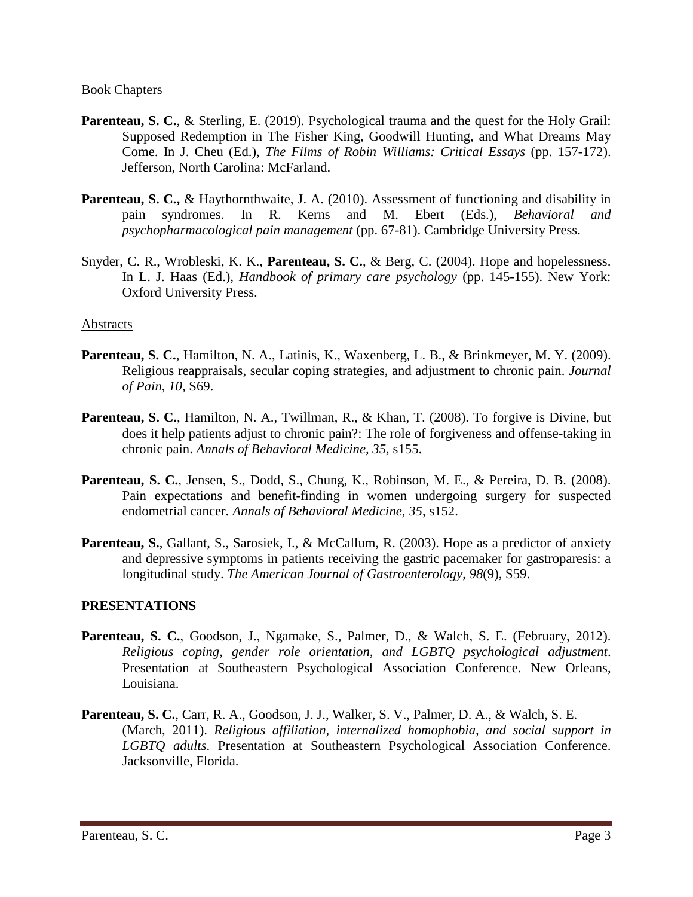Book Chapters

**Parenteau, S. C.**, & Sterling, E. (2019). Psychological trauma and the quest for the Holy Grail: Supposed Redemption in The Fisher King, Goodwill Hunting, and What Dreams May Come. In J. Cheu (Ed.), *The Films of Robin Williams: Critical Essays* (pp. 157-172). Jefferson, North Carolina: McFarland.

**Parenteau, S. C.,** & Haythornthwaite, J. A. (2010). Assessment of functioning and disability in pain syndromes. In R. Kerns and M. Ebert (Eds.), *Behavioral and psychopharmacological pain management* (pp. 67-81). Cambridge University Press.

Snyder, C. R., Wrobleski, K. K., **Parenteau, S. C.**, & Berg, C. (2004). Hope and hopelessness. In L. J. Haas (Ed.), *Handbook of primary care psychology* (pp. 145-155). New York: Oxford University Press.

Abstracts

**Parenteau, S. C.**, Hamilton, N. A., Latinis, K., Waxenberg, L. B., & Brinkmeyer, M. Y. (2009). Religious reappraisals, secular coping strategies, and adjustment to chronic pain. *Journal of Pain*, *10*, S69.

**Parenteau, S. C.**, Hamilton, N. A., Twillman, R., & Khan, T. (2008). To forgive is Divine, but does it help patients adjust to chronic pain?: The role of forgiveness and offense-taking in chronic pain. *Annals of Behavioral Medicine, 35,* s155.

**Parenteau, S. C.**, Jensen, S., Dodd, S., Chung, K., Robinson, M. E., & Pereira, D. B. (2008). Pain expectations and benefit-finding in women undergoing surgery for suspected endometrial cancer. *Annals of Behavioral Medicine, 35*, s152.

**Parenteau, S.**, Gallant, S., Sarosiek, I., & McCallum, R. (2003). Hope as a predictor of anxiety and depressive symptoms in patients receiving the gastric pacemaker for gastroparesis: a longitudinal study. *The American Journal of Gastroenterology, 98*(9), S59.

**PRESENTATIONS**

**Parenteau, S. C.**, Goodson, J., Ngamake, S., Palmer, D., & Walch, S. E. (February, 2012). *Religious coping, gender role orientation, and LGBTQ psychological adjustment*. Presentation at Southeastern Psychological Association Conference. New Orleans, Louisiana.

**Parenteau, S. C.**, Carr, R. A., Goodson, J. J., Walker, S. V., Palmer, D. A., & Walch, S. E. (March, 2011). *Religious affiliation, internalized homophobia, and social support in LGBTQ adults*. Presentation at Southeastern Psychological Association Conference. Jacksonville, Florida.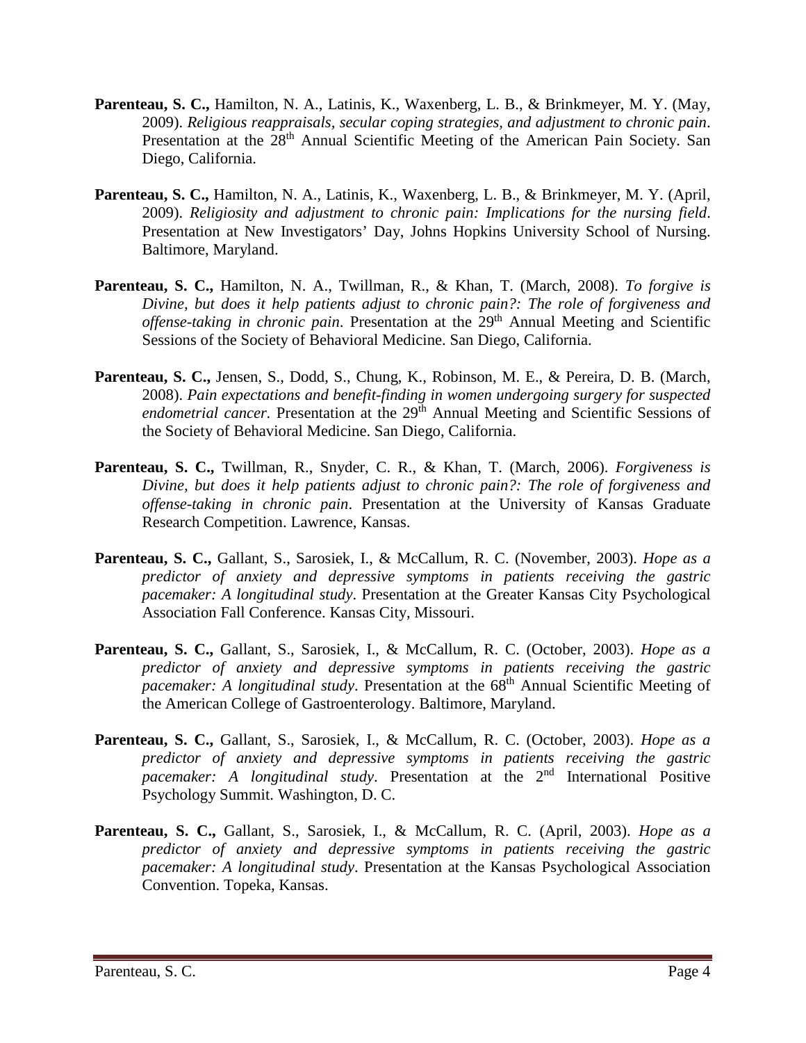**Parenteau, S. C.,** Hamilton, N. A., Latinis, K., Waxenberg, L. B., & Brinkmeyer, M. Y. (May, 2009). *Religious reappraisals, secular coping strategies, and adjustment to chronic pain*. Presentation at the 28th Annual Scientific Meeting of the American Pain Society. San Diego, California.

**Parenteau, S. C.,** Hamilton, N. A., Latinis, K., Waxenberg, L. B., & Brinkmeyer, M. Y. (April, 2009). *Religiosity and adjustment to chronic pain: Implications for the nursing field*. Presentation at New Investigators' Day, Johns Hopkins University School of Nursing. Baltimore, Maryland.

**Parenteau, S. C.,** Hamilton, N. A., Twillman, R., & Khan, T. (March, 2008). *To forgive is Divine, but does it help patients adjust to chronic pain?: The role of forgiveness and offense-taking in chronic pain*. Presentation at the 29th Annual Meeting and Scientific Sessions of the Society of Behavioral Medicine. San Diego, California.

**Parenteau, S. C.,** Jensen, S., Dodd, S., Chung, K., Robinson, M. E., & Pereira, D. B. (March, 2008). *Pain expectations and benefit-finding in women undergoing surgery for suspected endometrial cancer.* Presentation at the 29th Annual Meeting and Scientific Sessions of the Society of Behavioral Medicine. San Diego, California.

**Parenteau, S. C.,** Twillman, R., Snyder, C. R., & Khan, T. (March, 2006). *Forgiveness is Divine, but does it help patients adjust to chronic pain?: The role of forgiveness and offense-taking in chronic pain*. Presentation at the University of Kansas Graduate Research Competition. Lawrence, Kansas.

**Parenteau, S. C.,** Gallant, S., Sarosiek, I., & McCallum, R. C. (November, 2003). *Hope as a predictor of anxiety and depressive symptoms in patients receiving the gastric pacemaker: A longitudinal study*. Presentation at the Greater Kansas City Psychological Association Fall Conference. Kansas City, Missouri.

**Parenteau, S. C.,** Gallant, S., Sarosiek, I., & McCallum, R. C. (October, 2003). *Hope as a predictor of anxiety and depressive symptoms in patients receiving the gastric pacemaker: A longitudinal study*. Presentation at the 68th Annual Scientific Meeting of the American College of Gastroenterology. Baltimore, Maryland.

**Parenteau, S. C.,** Gallant, S., Sarosiek, I., & McCallum, R. C. (October, 2003). *Hope as a predictor of anxiety and depressive symptoms in patients receiving the gastric pacemaker: A longitudinal study*. Presentation at the 2nd International Positive Psychology Summit. Washington, D. C.

**Parenteau, S. C.,** Gallant, S., Sarosiek, I., & McCallum, R. C. (April, 2003). *Hope as a predictor of anxiety and depressive symptoms in patients receiving the gastric pacemaker: A longitudinal study*. Presentation at the Kansas Psychological Association Convention. Topeka, Kansas.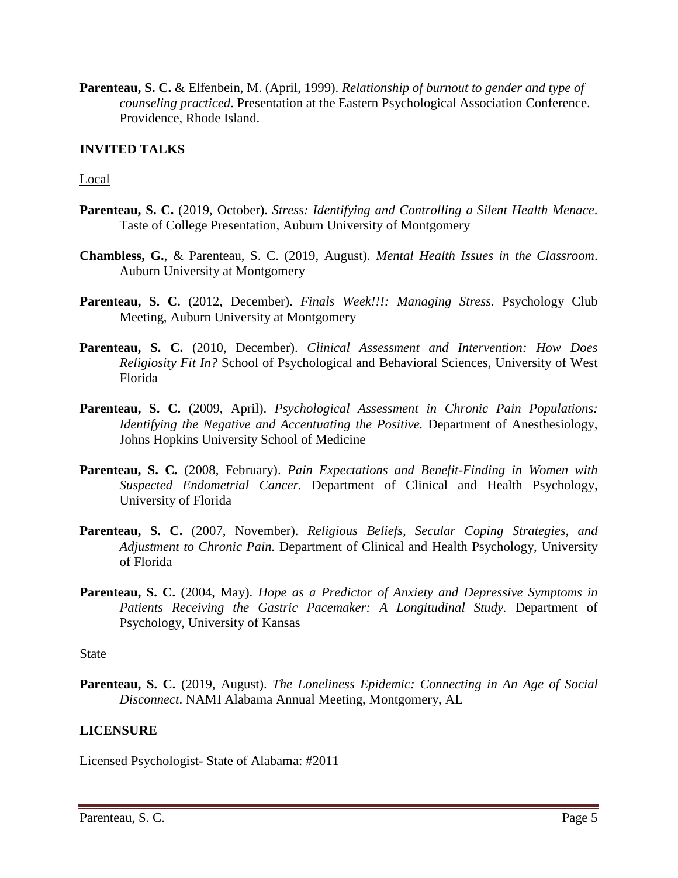**Parenteau, S. C.** & Elfenbein, M. (April, 1999). *Relationship of burnout to gender and type of counseling practiced*. Presentation at the Eastern Psychological Association Conference. Providence, Rhode Island.

## INVITED TALKS

Local

**Parenteau, S. C.** (2019, October). *Stress: Identifying and Controlling a Silent Health Menace*. Taste of College Presentation, Auburn University of Montgomery

**Chambless, G.**, & Parenteau, S. C. (2019, August). *Mental Health Issues in the Classroom*. Auburn University at Montgomery

**Parenteau, S. C.** (2012, December). *Finals Week!!!: Managing Stress.* Psychology Club Meeting, Auburn University at Montgomery

**Parenteau, S. C.** (2010, December). *Clinical Assessment and Intervention: How Does Religiosity Fit In?* School of Psychological and Behavioral Sciences, University of West Florida

**Parenteau, S. C.** (2009, April). *Psychological Assessment in Chronic Pain Populations: Identifying the Negative and Accentuating the Positive.* Department of Anesthesiology, Johns Hopkins University School of Medicine

**Parenteau, S. C.** (2008, February). *Pain Expectations and Benefit-Finding in Women with Suspected Endometrial Cancer.* Department of Clinical and Health Psychology, University of Florida

**Parenteau, S. C.** (2007, November). *Religious Beliefs, Secular Coping Strategies, and Adjustment to Chronic Pain.* Department of Clinical and Health Psychology, University of Florida

**Parenteau, S. C.** (2004, May). *Hope as a Predictor of Anxiety and Depressive Symptoms in Patients Receiving the Gastric Pacemaker: A Longitudinal Study.* Department of Psychology, University of Kansas

State

**Parenteau, S. C.** (2019, August). *The Loneliness Epidemic: Connecting in An Age of Social Disconnect*. NAMI Alabama Annual Meeting, Montgomery, AL

## LICENSURE

Licensed Psychologist- State of Alabama: #2011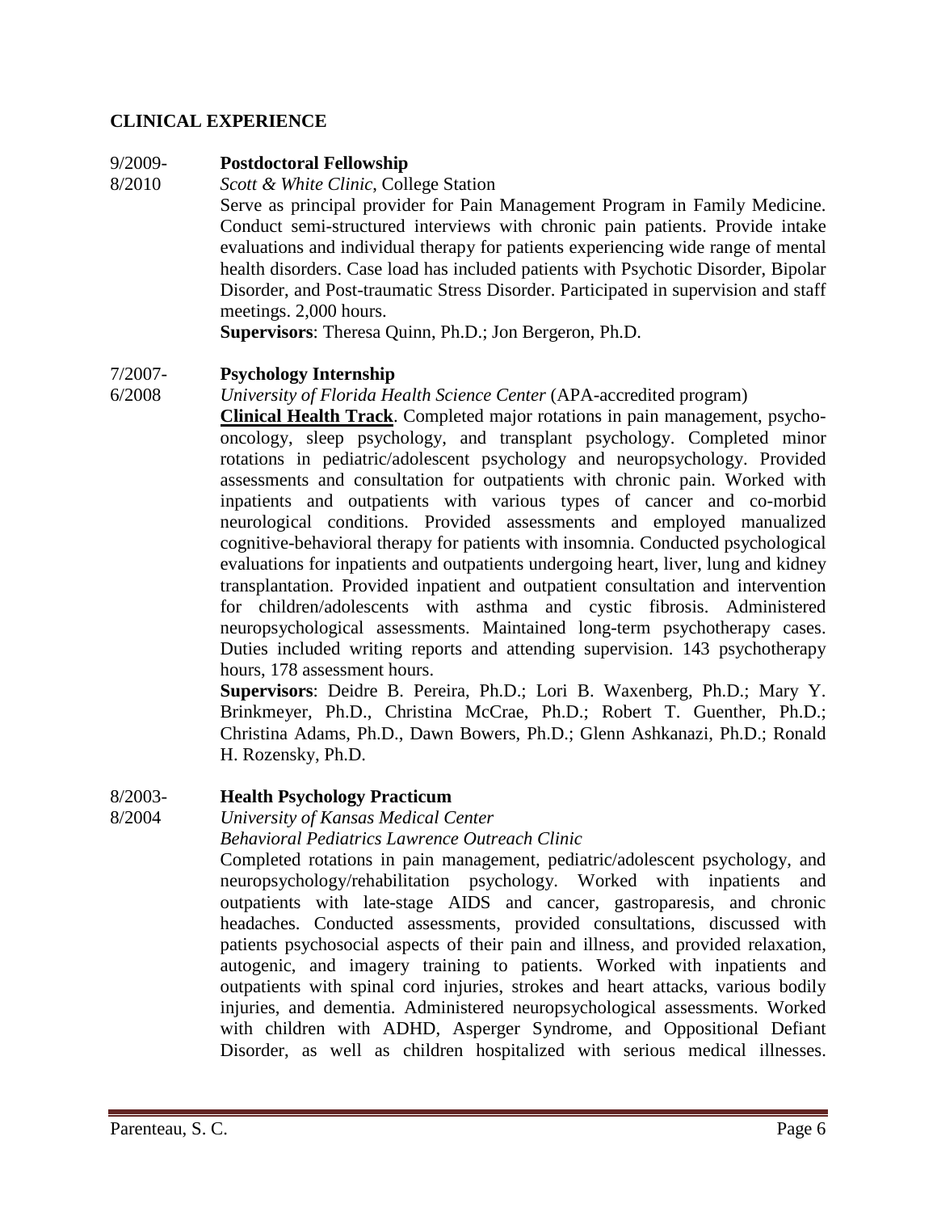## CLINICAL EXPERIENCE

**9/2009-8/2010** **Postdoctoral Fellowship**
*Scott & White Clinic*, College Station
Serve as principal provider for Pain Management Program in Family Medicine. Conduct semi-structured interviews with chronic pain patients. Provide intake evaluations and individual therapy for patients experiencing wide range of mental health disorders. Case load has included patients with Psychotic Disorder, Bipolar Disorder, and Post-traumatic Stress Disorder. Participated in supervision and staff meetings. 2,000 hours.
**Supervisors**: Theresa Quinn, Ph.D.; Jon Bergeron, Ph.D.

**7/2007-6/2008** **Psychology Internship**
*University of Florida Health Science Center* (APA-accredited program)
**Clinical Health Track**. Completed major rotations in pain management, psycho-oncology, sleep psychology, and transplant psychology. Completed minor rotations in pediatric/adolescent psychology and neuropsychology. Provided assessments and consultation for outpatients with chronic pain. Worked with inpatients and outpatients with various types of cancer and co-morbid neurological conditions. Provided assessments and employed manualized cognitive-behavioral therapy for patients with insomnia. Conducted psychological evaluations for inpatients and outpatients undergoing heart, liver, lung and kidney transplantation. Provided inpatient and outpatient consultation and intervention for children/adolescents with asthma and cystic fibrosis. Administered neuropsychological assessments. Maintained long-term psychotherapy cases. Duties included writing reports and attending supervision. 143 psychotherapy hours, 178 assessment hours.
**Supervisors**: Deidre B. Pereira, Ph.D.; Lori B. Waxenberg, Ph.D.; Mary Y. Brinkmeyer, Ph.D., Christina McCrae, Ph.D.; Robert T. Guenther, Ph.D.; Christina Adams, Ph.D., Dawn Bowers, Ph.D.; Glenn Ashkanazi, Ph.D.; Ronald H. Rozensky, Ph.D.

**8/2003-8/2004** **Health Psychology Practicum**
*University of Kansas Medical Center*
*Behavioral Pediatrics Lawrence Outreach Clinic*
Completed rotations in pain management, pediatric/adolescent psychology, and neuropsychology/rehabilitation psychology. Worked with inpatients and outpatients with late-stage AIDS and cancer, gastroparesis, and chronic headaches. Conducted assessments, provided consultations, discussed with patients psychosocial aspects of their pain and illness, and provided relaxation, autogenic, and imagery training to patients. Worked with inpatients and outpatients with spinal cord injuries, strokes and heart attacks, various bodily injuries, and dementia. Administered neuropsychological assessments. Worked with children with ADHD, Asperger Syndrome, and Oppositional Defiant Disorder, as well as children hospitalized with serious medical illnesses.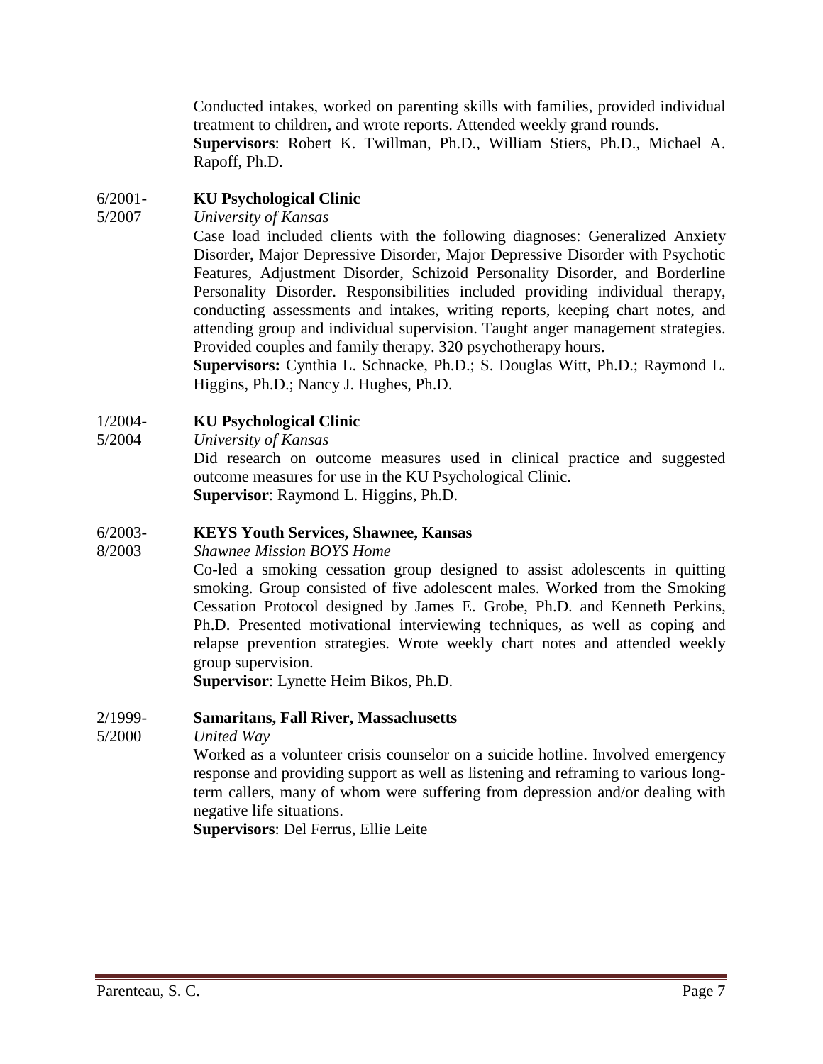Conducted intakes, worked on parenting skills with families, provided individual treatment to children, and wrote reports. Attended weekly grand rounds.
**Supervisors**: Robert K. Twillman, Ph.D., William Stiers, Ph.D., Michael A. Rapoff, Ph.D.

6/2001-5/2007 **KU Psychological Clinic**
*University of Kansas*
Case load included clients with the following diagnoses: Generalized Anxiety Disorder, Major Depressive Disorder, Major Depressive Disorder with Psychotic Features, Adjustment Disorder, Schizoid Personality Disorder, and Borderline Personality Disorder. Responsibilities included providing individual therapy, conducting assessments and intakes, writing reports, keeping chart notes, and attending group and individual supervision. Taught anger management strategies. Provided couples and family therapy. 320 psychotherapy hours.
**Supervisors:** Cynthia L. Schnacke, Ph.D.; S. Douglas Witt, Ph.D.; Raymond L. Higgins, Ph.D.; Nancy J. Hughes, Ph.D.

1/2004-5/2004 **KU Psychological Clinic**
*University of Kansas*
Did research on outcome measures used in clinical practice and suggested outcome measures for use in the KU Psychological Clinic.
**Supervisor**: Raymond L. Higgins, Ph.D.

6/2003-8/2003 **KEYS Youth Services, Shawnee, Kansas**
*Shawnee Mission BOYS Home*
Co-led a smoking cessation group designed to assist adolescents in quitting smoking. Group consisted of five adolescent males. Worked from the Smoking Cessation Protocol designed by James E. Grobe, Ph.D. and Kenneth Perkins, Ph.D. Presented motivational interviewing techniques, as well as coping and relapse prevention strategies. Wrote weekly chart notes and attended weekly group supervision.
**Supervisor**: Lynette Heim Bikos, Ph.D.

2/1999-5/2000 **Samaritans, Fall River, Massachusetts**
*United Way*
Worked as a volunteer crisis counselor on a suicide hotline. Involved emergency response and providing support as well as listening and reframing to various long-term callers, many of whom were suffering from depression and/or dealing with negative life situations.
**Supervisors**: Del Ferrus, Ellie Leite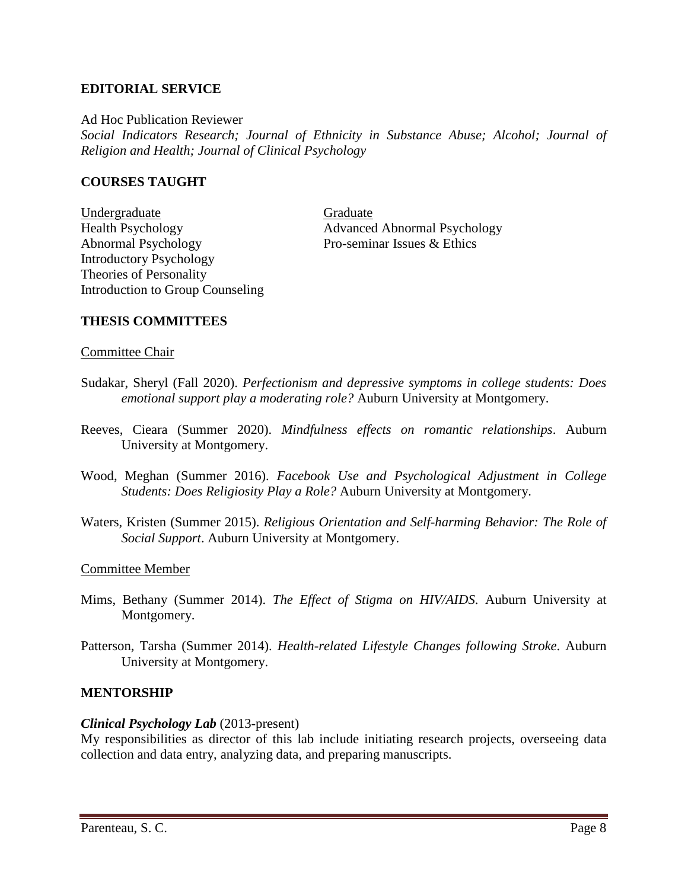## EDITORIAL SERVICE

Ad Hoc Publication Reviewer

*Social Indicators Research; Journal of Ethnicity in Substance Abuse; Alcohol; Journal of Religion and Health; Journal of Clinical Psychology*

## COURSES TAUGHT

Undergraduate

- Health Psychology
- Abnormal Psychology
- Introductory Psychology
- Theories of Personality
- Introduction to Group Counseling

Graduate

- Advanced Abnormal Psychology
- Pro-seminar Issues & Ethics

## THESIS COMMITTEES

Committee Chair

Sudakar, Sheryl (Fall 2020). *Perfectionism and depressive symptoms in college students: Does emotional support play a moderating role?* Auburn University at Montgomery.

Reeves, Cieara (Summer 2020). *Mindfulness effects on romantic relationships*. Auburn University at Montgomery.

Wood, Meghan (Summer 2016). *Facebook Use and Psychological Adjustment in College Students: Does Religiosity Play a Role?* Auburn University at Montgomery.

Waters, Kristen (Summer 2015). *Religious Orientation and Self-harming Behavior: The Role of Social Support*. Auburn University at Montgomery.

Committee Member

Mims, Bethany (Summer 2014). *The Effect of Stigma on HIV/AIDS*. Auburn University at Montgomery.

Patterson, Tarsha (Summer 2014). *Health-related Lifestyle Changes following Stroke*. Auburn University at Montgomery.

## MENTORSHIP

***Clinical Psychology Lab*** (2013-present)

My responsibilities as director of this lab include initiating research projects, overseeing data collection and data entry, analyzing data, and preparing manuscripts.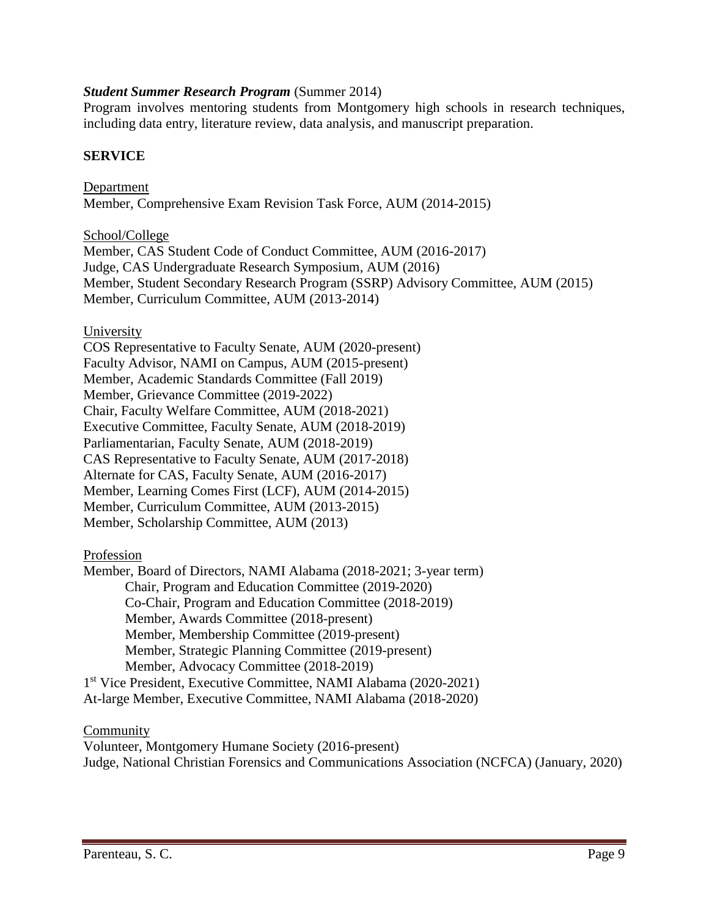***Student Summer Research Program*** (Summer 2014)

Program involves mentoring students from Montgomery high schools in research techniques, including data entry, literature review, data analysis, and manuscript preparation.

## SERVICE

Department

Member, Comprehensive Exam Revision Task Force, AUM (2014-2015)

School/College

Member, CAS Student Code of Conduct Committee, AUM (2016-2017)
Judge, CAS Undergraduate Research Symposium, AUM (2016)
Member, Student Secondary Research Program (SSRP) Advisory Committee, AUM (2015)
Member, Curriculum Committee, AUM (2013-2014)

University

COS Representative to Faculty Senate, AUM (2020-present)
Faculty Advisor, NAMI on Campus, AUM (2015-present)
Member, Academic Standards Committee (Fall 2019)
Member, Grievance Committee (2019-2022)
Chair, Faculty Welfare Committee, AUM (2018-2021)
Executive Committee, Faculty Senate, AUM (2018-2019)
Parliamentarian, Faculty Senate, AUM (2018-2019)
CAS Representative to Faculty Senate, AUM (2017-2018)
Alternate for CAS, Faculty Senate, AUM (2016-2017)
Member, Learning Comes First (LCF), AUM (2014-2015)
Member, Curriculum Committee, AUM (2013-2015)
Member, Scholarship Committee, AUM (2013)

Profession

Member, Board of Directors, NAMI Alabama (2018-2021; 3-year term)
- Chair, Program and Education Committee (2019-2020)
- Co-Chair, Program and Education Committee (2018-2019)
- Member, Awards Committee (2018-present)
- Member, Membership Committee (2019-present)
- Member, Strategic Planning Committee (2019-present)
- Member, Advocacy Committee (2018-2019)

1st Vice President, Executive Committee, NAMI Alabama (2020-2021)
At-large Member, Executive Committee, NAMI Alabama (2018-2020)

Community

Volunteer, Montgomery Humane Society (2016-present)
Judge, National Christian Forensics and Communications Association (NCFCA) (January, 2020)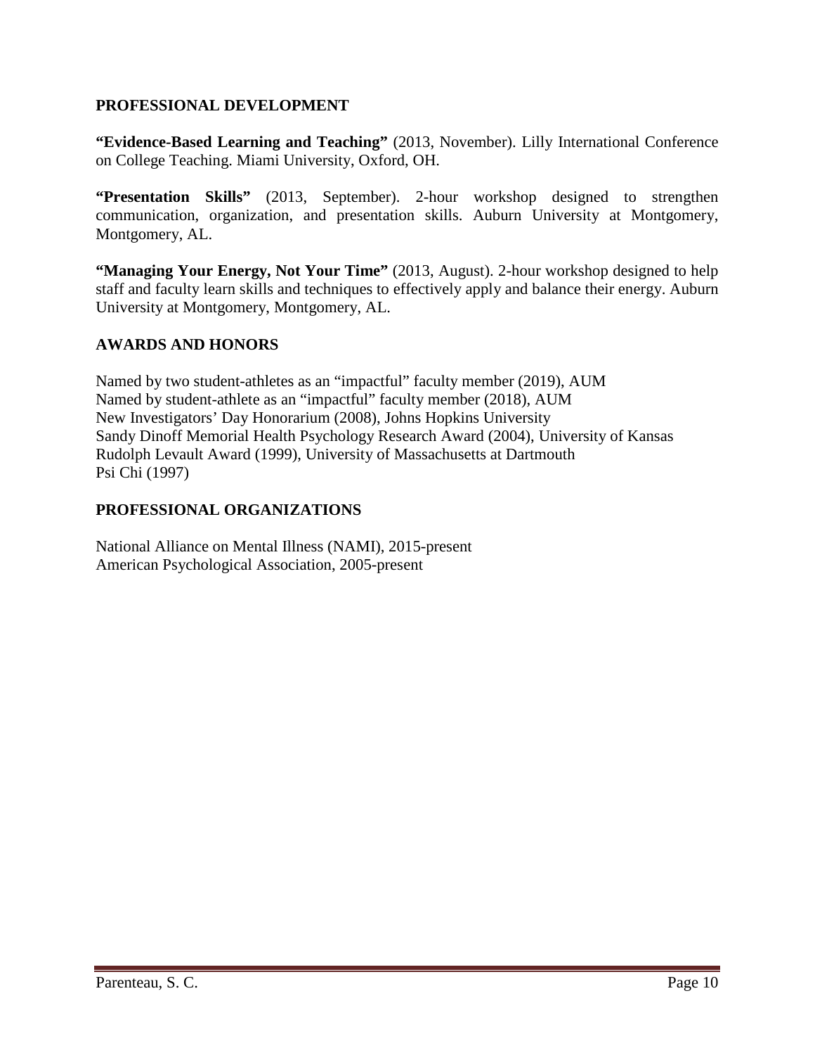## PROFESSIONAL DEVELOPMENT

**"Evidence-Based Learning and Teaching"** (2013, November). Lilly International Conference on College Teaching. Miami University, Oxford, OH.

**"Presentation Skills"** (2013, September). 2-hour workshop designed to strengthen communication, organization, and presentation skills. Auburn University at Montgomery, Montgomery, AL.

**"Managing Your Energy, Not Your Time"** (2013, August). 2-hour workshop designed to help staff and faculty learn skills and techniques to effectively apply and balance their energy. Auburn University at Montgomery, Montgomery, AL.

## AWARDS AND HONORS

Named by two student-athletes as an "impactful" faculty member (2019), AUM
Named by student-athlete as an "impactful" faculty member (2018), AUM
New Investigators' Day Honorarium (2008), Johns Hopkins University
Sandy Dinoff Memorial Health Psychology Research Award (2004), University of Kansas
Rudolph Levault Award (1999), University of Massachusetts at Dartmouth
Psi Chi (1997)

## PROFESSIONAL ORGANIZATIONS

National Alliance on Mental Illness (NAMI), 2015-present
American Psychological Association, 2005-present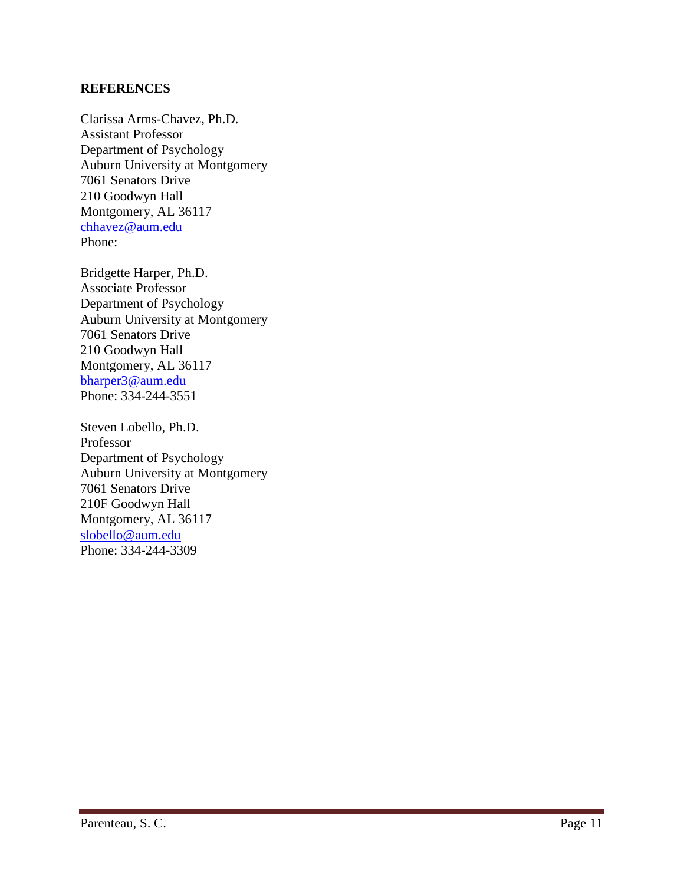**REFERENCES**

Clarissa Arms-Chavez, Ph.D.
Assistant Professor
Department of Psychology
Auburn University at Montgomery
7061 Senators Drive
210 Goodwyn Hall
Montgomery, AL 36117
chhavez@aum.edu
Phone:

Bridgette Harper, Ph.D.
Associate Professor
Department of Psychology
Auburn University at Montgomery
7061 Senators Drive
210 Goodwyn Hall
Montgomery, AL 36117
bharper3@aum.edu
Phone: 334-244-3551

Steven Lobello, Ph.D.
Professor
Department of Psychology
Auburn University at Montgomery
7061 Senators Drive
210F Goodwyn Hall
Montgomery, AL 36117
slobello@aum.edu
Phone: 334-244-3309